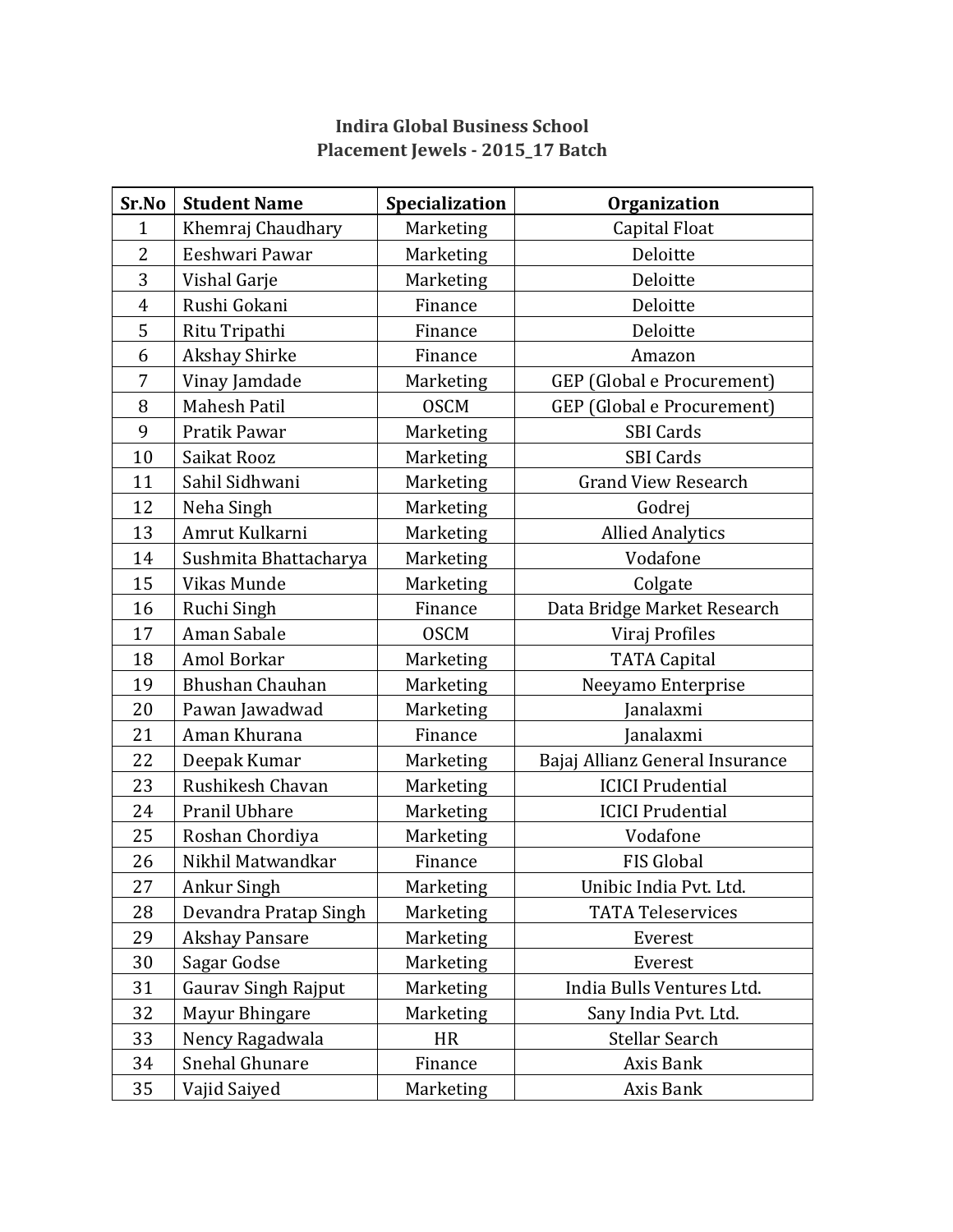# Indira Global Business School
## Placement Jewels - 2015_17 Batch

| Sr.No | Student Name | Specialization | Organization |
|---|---|---|---|
| 1 | Khemraj Chaudhary | Marketing | Capital Float |
| 2 | Eeshwari Pawar | Marketing | Deloitte |
| 3 | Vishal Garje | Marketing | Deloitte |
| 4 | Rushi Gokani | Finance | Deloitte |
| 5 | Ritu Tripathi | Finance | Deloitte |
| 6 | Akshay Shirke | Finance | Amazon |
| 7 | Vinay Jamdade | Marketing | GEP (Global e Procurement) |
| 8 | Mahesh Patil | OSCM | GEP (Global e Procurement) |
| 9 | Pratik Pawar | Marketing | SBI Cards |
| 10 | Saikat Rooz | Marketing | SBI Cards |
| 11 | Sahil Sidhwani | Marketing | Grand View Research |
| 12 | Neha Singh | Marketing | Godrej |
| 13 | Amrut Kulkarni | Marketing | Allied Analytics |
| 14 | Sushmita Bhattacharya | Marketing | Vodafone |
| 15 | Vikas Munde | Marketing | Colgate |
| 16 | Ruchi Singh | Finance | Data Bridge Market Research |
| 17 | Aman Sabale | OSCM | Viraj Profiles |
| 18 | Amol Borkar | Marketing | TATA Capital |
| 19 | Bhushan Chauhan | Marketing | Neeyamo Enterprise |
| 20 | Pawan Jawadwad | Marketing | Janalaxmi |
| 21 | Aman Khurana | Finance | Janalaxmi |
| 22 | Deepak Kumar | Marketing | Bajaj Allianz General Insurance |
| 23 | Rushikesh Chavan | Marketing | ICICI Prudential |
| 24 | Pranil Ubhare | Marketing | ICICI Prudential |
| 25 | Roshan Chordiya | Marketing | Vodafone |
| 26 | Nikhil Matwandkar | Finance | FIS Global |
| 27 | Ankur Singh | Marketing | Unibic India Pvt. Ltd. |
| 28 | Devandra Pratap Singh | Marketing | TATA Teleservices |
| 29 | Akshay Pansare | Marketing | Everest |
| 30 | Sagar Godse | Marketing | Everest |
| 31 | Gaurav Singh Rajput | Marketing | India Bulls Ventures Ltd. |
| 32 | Mayur Bhingare | Marketing | Sany India Pvt. Ltd. |
| 33 | Nency Ragadwala | HR | Stellar Search |
| 34 | Snehal Ghunare | Finance | Axis Bank |
| 35 | Vajid Saiyed | Marketing | Axis Bank |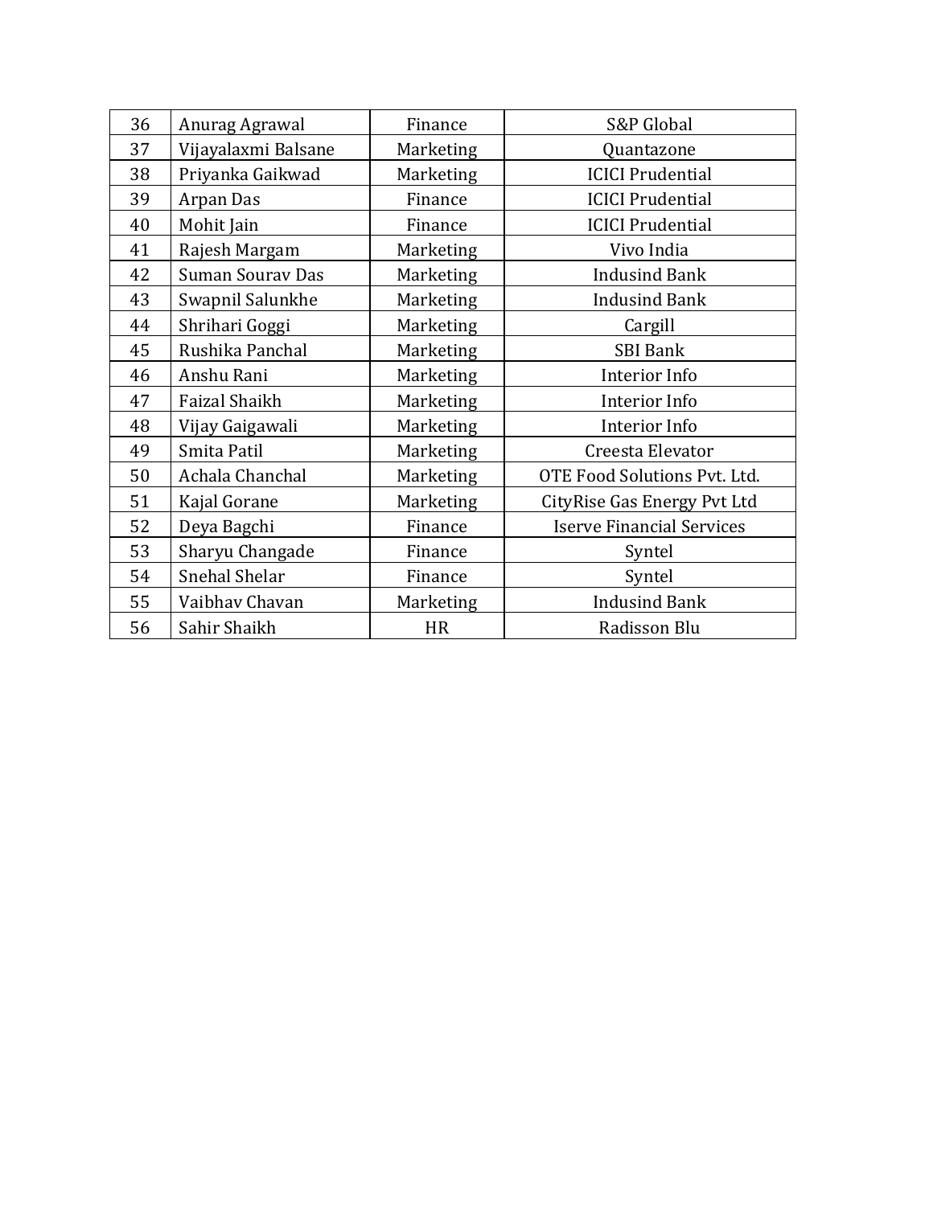| | | | |
|---|---|---|---|
| 36 | Anurag Agrawal | Finance | S&P Global |
| 37 | Vijayalaxmi Balsane | Marketing | Quantazone |
| 38 | Priyanka Gaikwad | Marketing | ICICI Prudential |
| 39 | Arpan Das | Finance | ICICI Prudential |
| 40 | Mohit Jain | Finance | ICICI Prudential |
| 41 | Rajesh Margam | Marketing | Vivo India |
| 42 | Suman Sourav Das | Marketing | Indusind Bank |
| 43 | Swapnil Salunkhe | Marketing | Indusind Bank |
| 44 | Shrihari Goggi | Marketing | Cargill |
| 45 | Rushika Panchal | Marketing | SBI Bank |
| 46 | Anshu Rani | Marketing | Interior Info |
| 47 | Faizal Shaikh | Marketing | Interior Info |
| 48 | Vijay Gaigawali | Marketing | Interior Info |
| 49 | Smita Patil | Marketing | Creesta Elevator |
| 50 | Achala Chanchal | Marketing | OTE Food Solutions Pvt. Ltd. |
| 51 | Kajal Gorane | Marketing | CityRise Gas Energy Pvt Ltd |
| 52 | Deya Bagchi | Finance | Iserve Financial Services |
| 53 | Sharyu Changade | Finance | Syntel |
| 54 | Snehal Shelar | Finance | Syntel |
| 55 | Vaibhav Chavan | Marketing | Indusind Bank |
| 56 | Sahir Shaikh | HR | Radisson Blu |